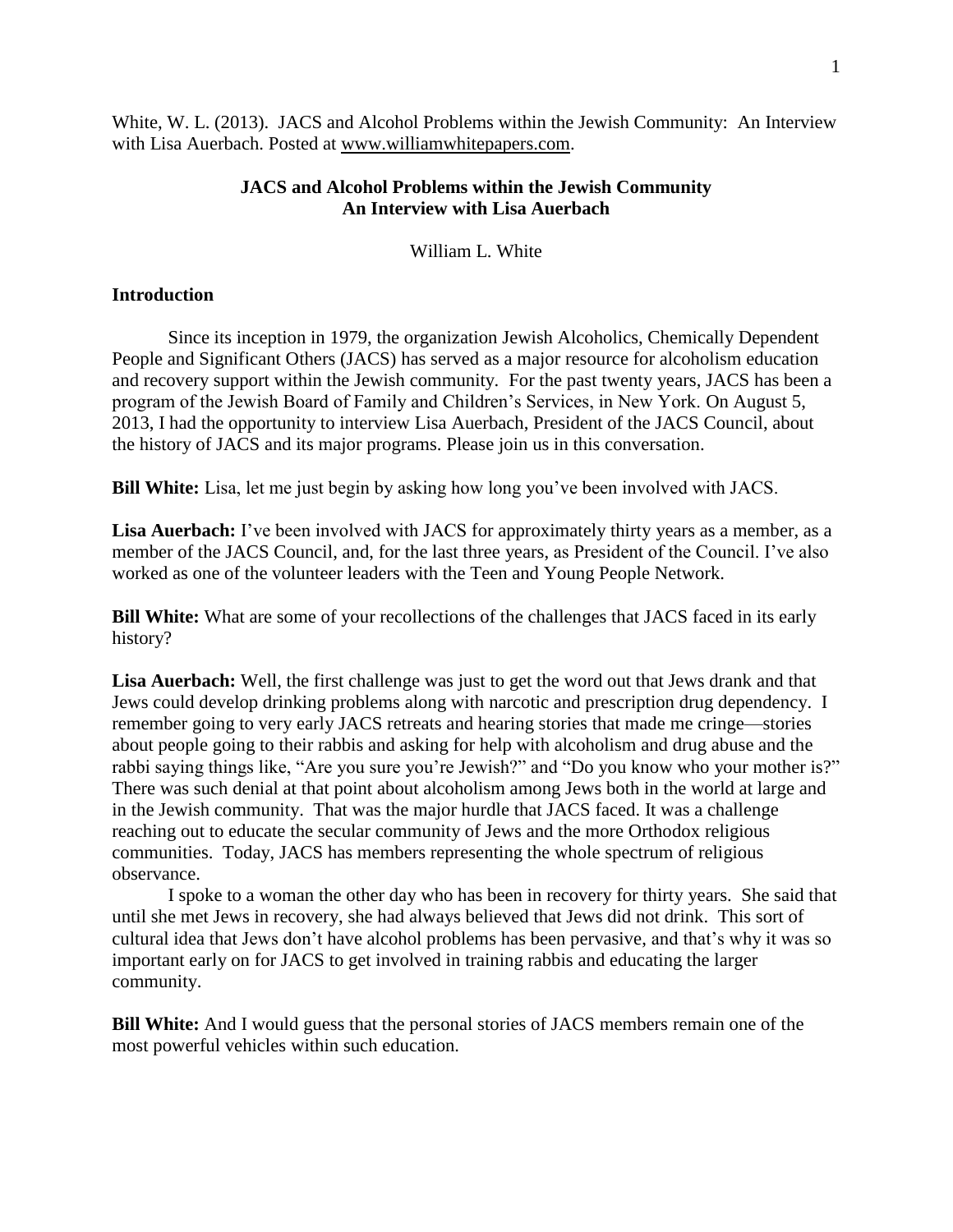White, W. L. (2013). JACS and Alcohol Problems within the Jewish Community: An Interview with Lisa Auerbach. Posted at www.williamwhitepapers.com.

# JACS and Alcohol Problems within the Jewish Community
## An Interview with Lisa Auerbach

William L. White

### Introduction

Since its inception in 1979, the organization Jewish Alcoholics, Chemically Dependent People and Significant Others (JACS) has served as a major resource for alcoholism education and recovery support within the Jewish community. For the past twenty years, JACS has been a program of the Jewish Board of Family and Children's Services, in New York. On August 5, 2013, I had the opportunity to interview Lisa Auerbach, President of the JACS Council, about the history of JACS and its major programs. Please join us in this conversation.

**Bill White:** Lisa, let me just begin by asking how long you've been involved with JACS.

**Lisa Auerbach:** I've been involved with JACS for approximately thirty years as a member, as a member of the JACS Council, and, for the last three years, as President of the Council. I've also worked as one of the volunteer leaders with the Teen and Young People Network.

**Bill White:** What are some of your recollections of the challenges that JACS faced in its early history?

**Lisa Auerbach:** Well, the first challenge was just to get the word out that Jews drank and that Jews could develop drinking problems along with narcotic and prescription drug dependency. I remember going to very early JACS retreats and hearing stories that made me cringe—stories about people going to their rabbis and asking for help with alcoholism and drug abuse and the rabbi saying things like, "Are you sure you're Jewish?" and "Do you know who your mother is?" There was such denial at that point about alcoholism among Jews both in the world at large and in the Jewish community. That was the major hurdle that JACS faced. It was a challenge reaching out to educate the secular community of Jews and the more Orthodox religious communities. Today, JACS has members representing the whole spectrum of religious observance.

I spoke to a woman the other day who has been in recovery for thirty years. She said that until she met Jews in recovery, she had always believed that Jews did not drink. This sort of cultural idea that Jews don't have alcohol problems has been pervasive, and that's why it was so important early on for JACS to get involved in training rabbis and educating the larger community.

**Bill White:** And I would guess that the personal stories of JACS members remain one of the most powerful vehicles within such education.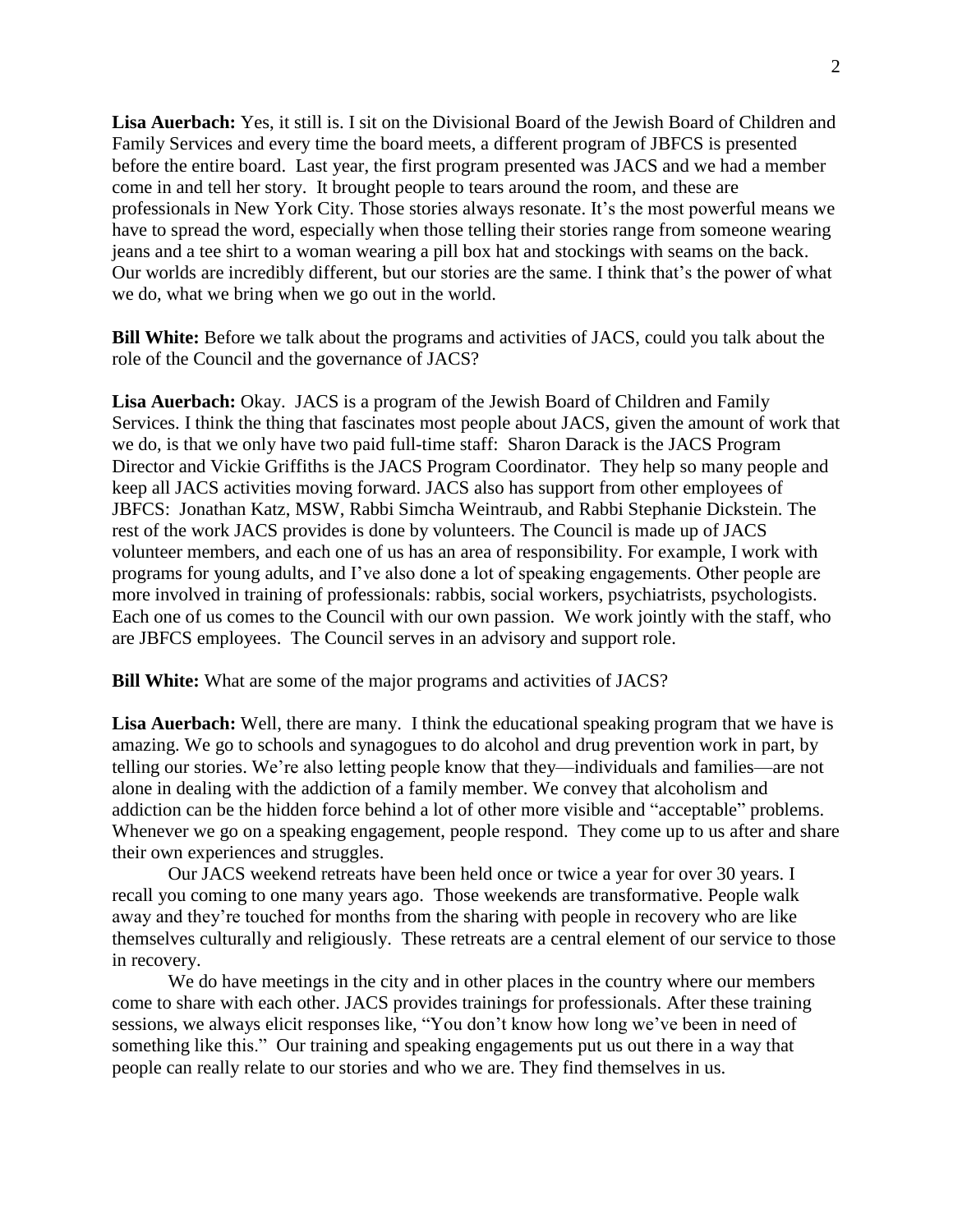**Lisa Auerbach:** Yes, it still is. I sit on the Divisional Board of the Jewish Board of Children and Family Services and every time the board meets, a different program of JBFCS is presented before the entire board. Last year, the first program presented was JACS and we had a member come in and tell her story. It brought people to tears around the room, and these are professionals in New York City. Those stories always resonate. It's the most powerful means we have to spread the word, especially when those telling their stories range from someone wearing jeans and a tee shirt to a woman wearing a pill box hat and stockings with seams on the back. Our worlds are incredibly different, but our stories are the same. I think that's the power of what we do, what we bring when we go out in the world.

**Bill White:** Before we talk about the programs and activities of JACS, could you talk about the role of the Council and the governance of JACS?

**Lisa Auerbach:** Okay. JACS is a program of the Jewish Board of Children and Family Services. I think the thing that fascinates most people about JACS, given the amount of work that we do, is that we only have two paid full-time staff: Sharon Darack is the JACS Program Director and Vickie Griffiths is the JACS Program Coordinator. They help so many people and keep all JACS activities moving forward. JACS also has support from other employees of JBFCS: Jonathan Katz, MSW, Rabbi Simcha Weintraub, and Rabbi Stephanie Dickstein. The rest of the work JACS provides is done by volunteers. The Council is made up of JACS volunteer members, and each one of us has an area of responsibility. For example, I work with programs for young adults, and I've also done a lot of speaking engagements. Other people are more involved in training of professionals: rabbis, social workers, psychiatrists, psychologists. Each one of us comes to the Council with our own passion. We work jointly with the staff, who are JBFCS employees. The Council serves in an advisory and support role.

**Bill White:** What are some of the major programs and activities of JACS?

**Lisa Auerbach:** Well, there are many. I think the educational speaking program that we have is amazing. We go to schools and synagogues to do alcohol and drug prevention work in part, by telling our stories. We're also letting people know that they—individuals and families—are not alone in dealing with the addiction of a family member. We convey that alcoholism and addiction can be the hidden force behind a lot of other more visible and "acceptable" problems. Whenever we go on a speaking engagement, people respond. They come up to us after and share their own experiences and struggles.

Our JACS weekend retreats have been held once or twice a year for over 30 years. I recall you coming to one many years ago. Those weekends are transformative. People walk away and they're touched for months from the sharing with people in recovery who are like themselves culturally and religiously. These retreats are a central element of our service to those in recovery.

We do have meetings in the city and in other places in the country where our members come to share with each other. JACS provides trainings for professionals. After these training sessions, we always elicit responses like, "You don't know how long we've been in need of something like this." Our training and speaking engagements put us out there in a way that people can really relate to our stories and who we are. They find themselves in us.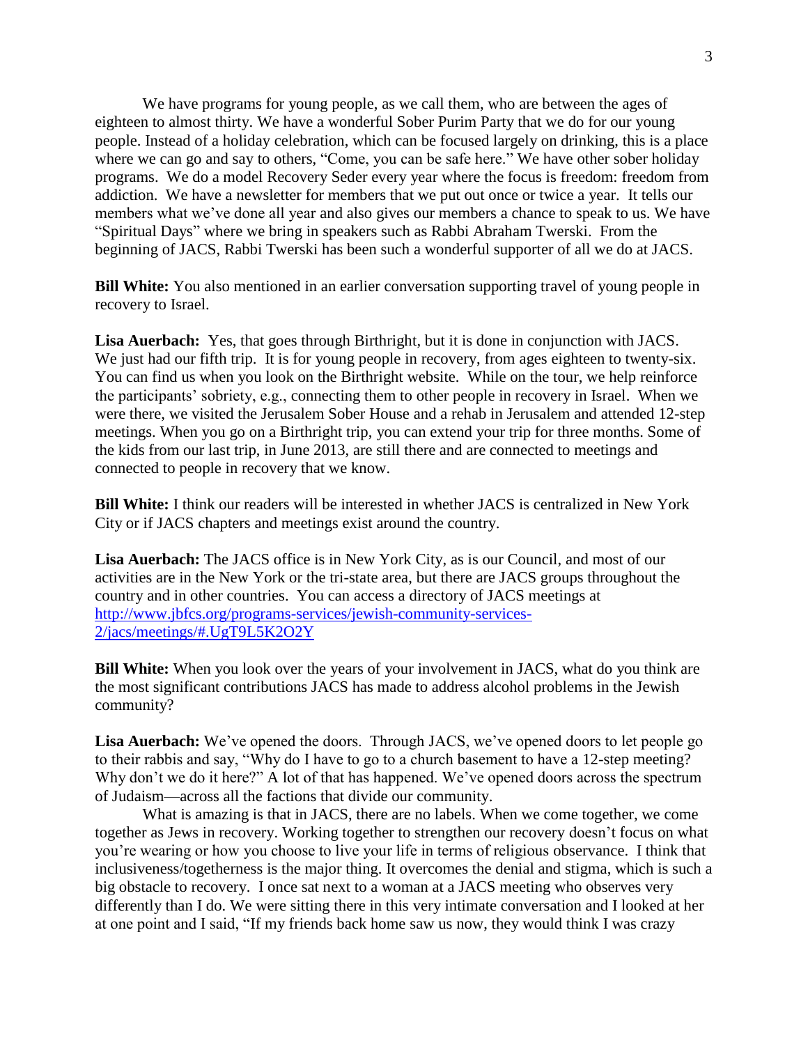We have programs for young people, as we call them, who are between the ages of eighteen to almost thirty. We have a wonderful Sober Purim Party that we do for our young people. Instead of a holiday celebration, which can be focused largely on drinking, this is a place where we can go and say to others, "Come, you can be safe here." We have other sober holiday programs. We do a model Recovery Seder every year where the focus is freedom: freedom from addiction. We have a newsletter for members that we put out once or twice a year. It tells our members what we've done all year and also gives our members a chance to speak to us. We have "Spiritual Days" where we bring in speakers such as Rabbi Abraham Twerski. From the beginning of JACS, Rabbi Twerski has been such a wonderful supporter of all we do at JACS.

**Bill White:** You also mentioned in an earlier conversation supporting travel of young people in recovery to Israel.

**Lisa Auerbach:** Yes, that goes through Birthright, but it is done in conjunction with JACS. We just had our fifth trip. It is for young people in recovery, from ages eighteen to twenty-six. You can find us when you look on the Birthright website. While on the tour, we help reinforce the participants' sobriety, e.g., connecting them to other people in recovery in Israel. When we were there, we visited the Jerusalem Sober House and a rehab in Jerusalem and attended 12-step meetings. When you go on a Birthright trip, you can extend your trip for three months. Some of the kids from our last trip, in June 2013, are still there and are connected to meetings and connected to people in recovery that we know.

**Bill White:** I think our readers will be interested in whether JACS is centralized in New York City or if JACS chapters and meetings exist around the country.

**Lisa Auerbach:** The JACS office is in New York City, as is our Council, and most of our activities are in the New York or the tri-state area, but there are JACS groups throughout the country and in other countries. You can access a directory of JACS meetings at [http://www.jbfcs.org/programs-services/jewish-community-services-2/jacs/meetings/#.UgT9L5K2O2Y](http://www.jbfcs.org/programs-services/jewish-community-services-2/jacs/meetings/#.UgT9L5K2O2Y)

**Bill White:** When you look over the years of your involvement in JACS, what do you think are the most significant contributions JACS has made to address alcohol problems in the Jewish community?

**Lisa Auerbach:** We've opened the doors. Through JACS, we've opened doors to let people go to their rabbis and say, "Why do I have to go to a church basement to have a 12-step meeting? Why don't we do it here?" A lot of that has happened. We've opened doors across the spectrum of Judaism—across all the factions that divide our community.

What is amazing is that in JACS, there are no labels. When we come together, we come together as Jews in recovery. Working together to strengthen our recovery doesn't focus on what you're wearing or how you choose to live your life in terms of religious observance. I think that inclusiveness/togetherness is the major thing. It overcomes the denial and stigma, which is such a big obstacle to recovery. I once sat next to a woman at a JACS meeting who observes very differently than I do. We were sitting there in this very intimate conversation and I looked at her at one point and I said, "If my friends back home saw us now, they would think I was crazy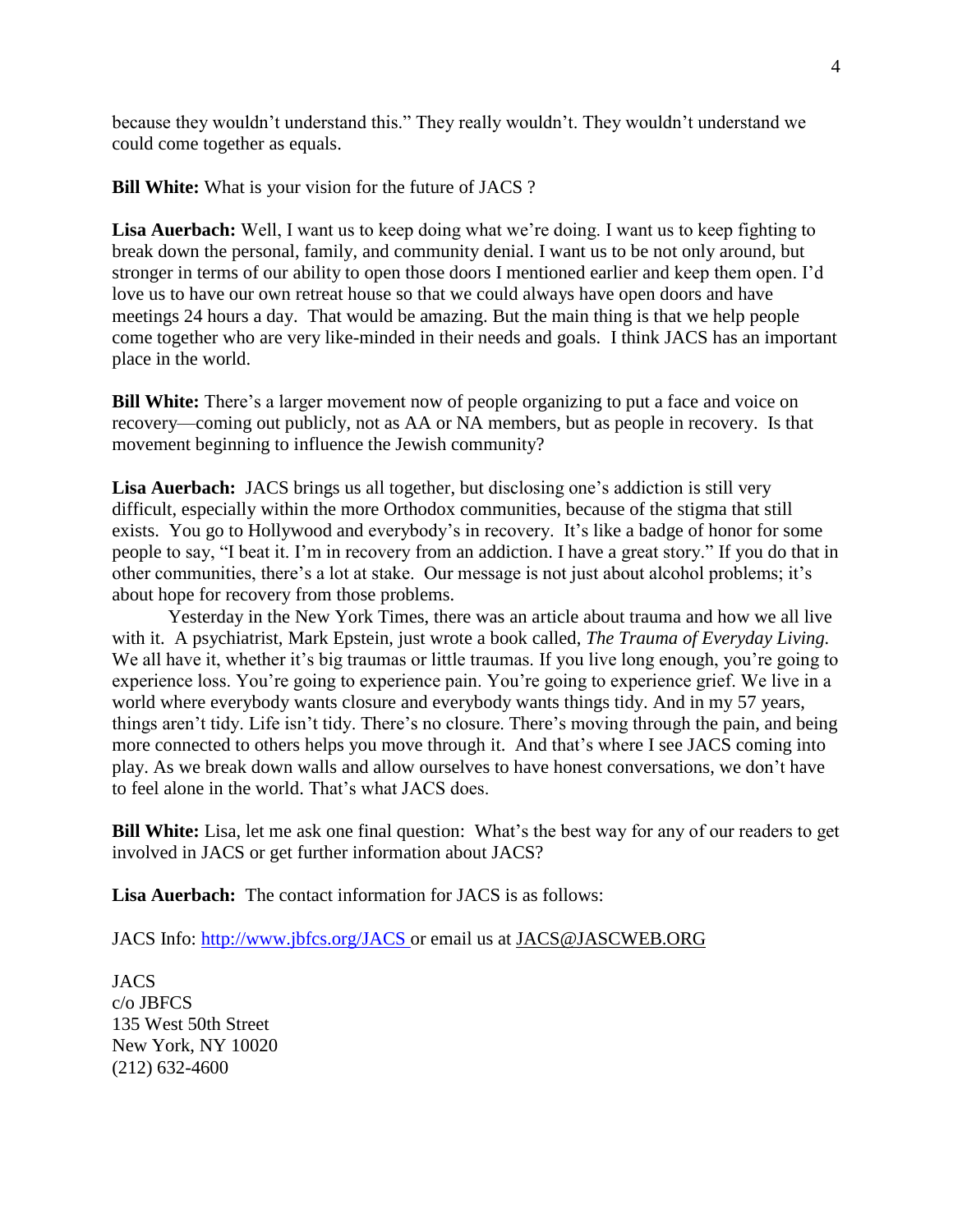because they wouldn't understand this." They really wouldn't. They wouldn't understand we could come together as equals.

**Bill White:** What is your vision for the future of JACS ?

**Lisa Auerbach:** Well, I want us to keep doing what we're doing. I want us to keep fighting to break down the personal, family, and community denial. I want us to be not only around, but stronger in terms of our ability to open those doors I mentioned earlier and keep them open. I'd love us to have our own retreat house so that we could always have open doors and have meetings 24 hours a day. That would be amazing. But the main thing is that we help people come together who are very like-minded in their needs and goals. I think JACS has an important place in the world.

**Bill White:** There's a larger movement now of people organizing to put a face and voice on recovery—coming out publicly, not as AA or NA members, but as people in recovery. Is that movement beginning to influence the Jewish community?

**Lisa Auerbach:** JACS brings us all together, but disclosing one's addiction is still very difficult, especially within the more Orthodox communities, because of the stigma that still exists. You go to Hollywood and everybody's in recovery. It's like a badge of honor for some people to say, "I beat it. I'm in recovery from an addiction. I have a great story." If you do that in other communities, there's a lot at stake. Our message is not just about alcohol problems; it's about hope for recovery from those problems.

Yesterday in the New York Times, there was an article about trauma and how we all live with it. A psychiatrist, Mark Epstein, just wrote a book called, *The Trauma of Everyday Living.* We all have it, whether it's big traumas or little traumas. If you live long enough, you're going to experience loss. You're going to experience pain. You're going to experience grief. We live in a world where everybody wants closure and everybody wants things tidy. And in my 57 years, things aren't tidy. Life isn't tidy. There's no closure. There's moving through the pain, and being more connected to others helps you move through it. And that's where I see JACS coming into play. As we break down walls and allow ourselves to have honest conversations, we don't have to feel alone in the world. That's what JACS does.

**Bill White:** Lisa, let me ask one final question: What's the best way for any of our readers to get involved in JACS or get further information about JACS?

**Lisa Auerbach:** The contact information for JACS is as follows:

JACS Info: [http://www.jbfcs.org/JACS](http://www.jbfcs.org/JACS) or email us at JACS@JASCWEB.ORG

JACS
c/o JBFCS
135 West 50th Street
New York, NY 10020
(212) 632-4600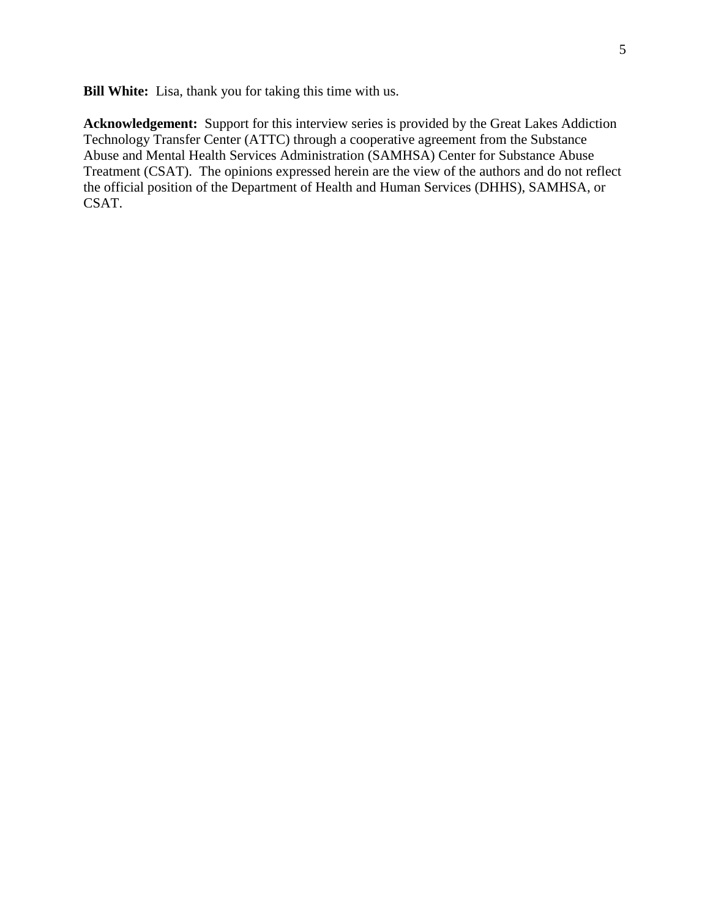**Bill White:** Lisa, thank you for taking this time with us.

**Acknowledgement:** Support for this interview series is provided by the Great Lakes Addiction Technology Transfer Center (ATTC) through a cooperative agreement from the Substance Abuse and Mental Health Services Administration (SAMHSA) Center for Substance Abuse Treatment (CSAT). The opinions expressed herein are the view of the authors and do not reflect the official position of the Department of Health and Human Services (DHHS), SAMHSA, or CSAT.